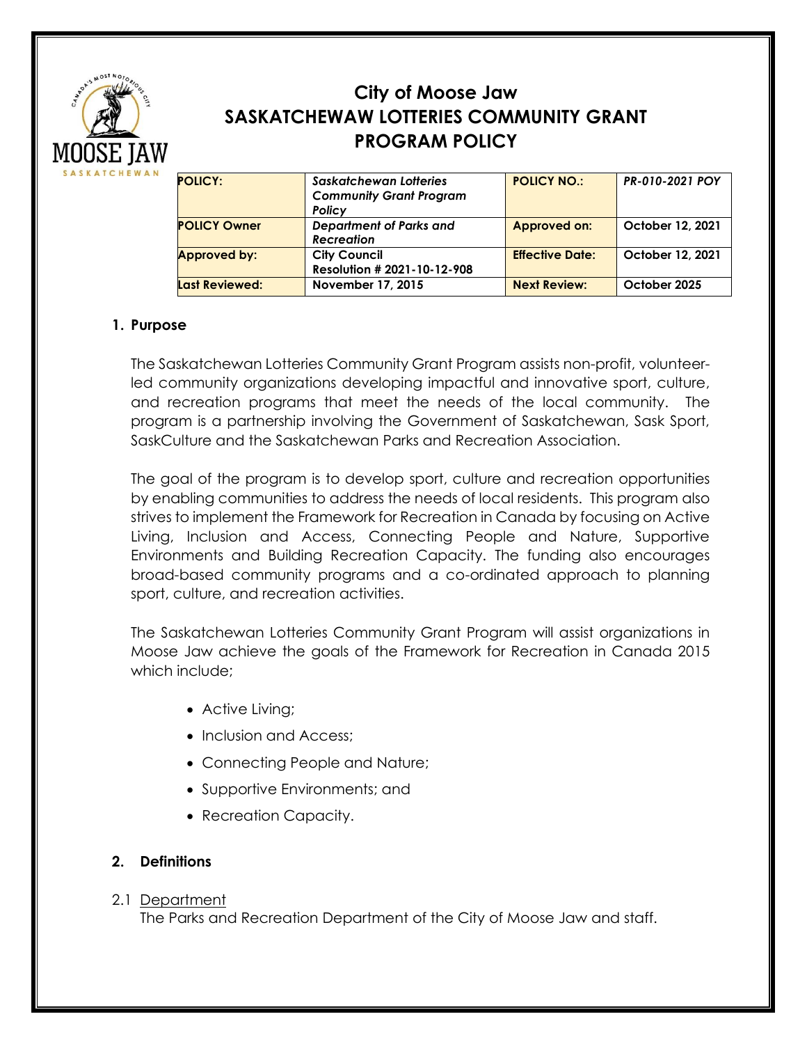# City of Moose Jaw
# SASKATCHEWAW LOTTERIES COMMUNITY GRANT PROGRAM POLICY

| POLICY: | *Saskatchewan Lotteries Community Grant Program Policy* | POLICY NO.: | *PR-010-2021 POY* |
|---|---|---|---|
| POLICY Owner | *Department of Parks and Recreation* | Approved on: | October 12, 2021 |
| Approved by: | City Council Resolution # 2021-10-12-908 | Effective Date: | October 12, 2021 |
| Last Reviewed: | November 17, 2015 | Next Review: | October 2025 |

## 1. Purpose

The Saskatchewan Lotteries Community Grant Program assists non-profit, volunteer-led community organizations developing impactful and innovative sport, culture, and recreation programs that meet the needs of the local community. The program is a partnership involving the Government of Saskatchewan, Sask Sport, SaskCulture and the Saskatchewan Parks and Recreation Association.

The goal of the program is to develop sport, culture and recreation opportunities by enabling communities to address the needs of local residents. This program also strives to implement the Framework for Recreation in Canada by focusing on Active Living, Inclusion and Access, Connecting People and Nature, Supportive Environments and Building Recreation Capacity. The funding also encourages broad-based community programs and a co-ordinated approach to planning sport, culture, and recreation activities.

The Saskatchewan Lotteries Community Grant Program will assist organizations in Moose Jaw achieve the goals of the Framework for Recreation in Canada 2015 which include;

- Active Living;
- Inclusion and Access;
- Connecting People and Nature;
- Supportive Environments; and
- Recreation Capacity.

## 2. Definitions

2.1 Department

The Parks and Recreation Department of the City of Moose Jaw and staff.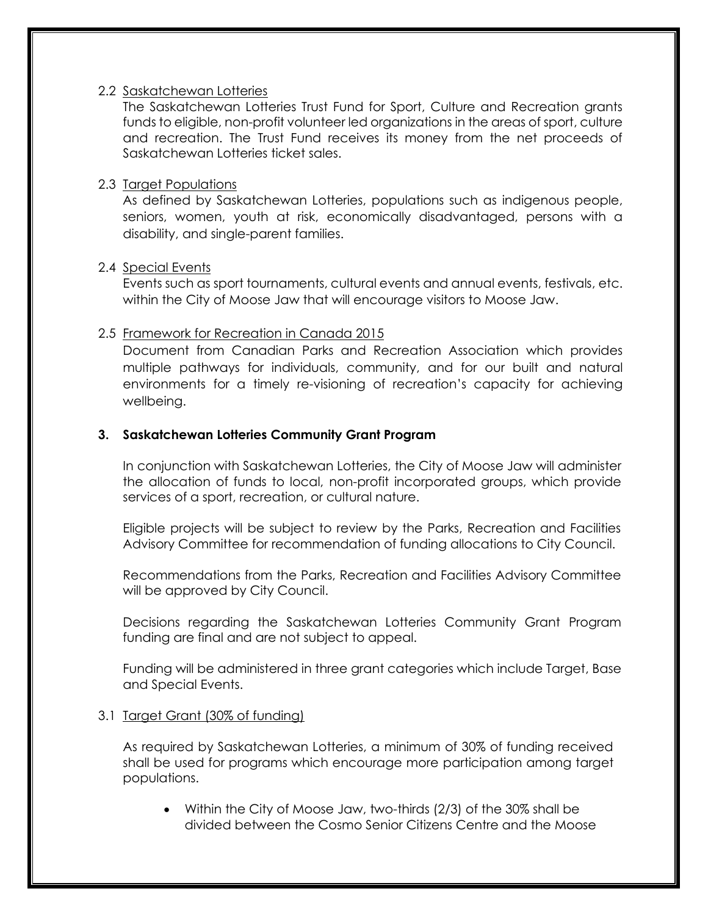2.2 Saskatchewan Lotteries

The Saskatchewan Lotteries Trust Fund for Sport, Culture and Recreation grants funds to eligible, non-profit volunteer led organizations in the areas of sport, culture and recreation. The Trust Fund receives its money from the net proceeds of Saskatchewan Lotteries ticket sales.

2.3 Target Populations

As defined by Saskatchewan Lotteries, populations such as indigenous people, seniors, women, youth at risk, economically disadvantaged, persons with a disability, and single-parent families.

2.4 Special Events

Events such as sport tournaments, cultural events and annual events, festivals, etc. within the City of Moose Jaw that will encourage visitors to Moose Jaw.

2.5 Framework for Recreation in Canada 2015

Document from Canadian Parks and Recreation Association which provides multiple pathways for individuals, community, and for our built and natural environments for a timely re-visioning of recreation's capacity for achieving wellbeing.

## 3. Saskatchewan Lotteries Community Grant Program

In conjunction with Saskatchewan Lotteries, the City of Moose Jaw will administer the allocation of funds to local, non-profit incorporated groups, which provide services of a sport, recreation, or cultural nature.

Eligible projects will be subject to review by the Parks, Recreation and Facilities Advisory Committee for recommendation of funding allocations to City Council.

Recommendations from the Parks, Recreation and Facilities Advisory Committee will be approved by City Council.

Decisions regarding the Saskatchewan Lotteries Community Grant Program funding are final and are not subject to appeal.

Funding will be administered in three grant categories which include Target, Base and Special Events.

3.1 Target Grant (30% of funding)

As required by Saskatchewan Lotteries, a minimum of 30% of funding received shall be used for programs which encourage more participation among target populations.

- Within the City of Moose Jaw, two-thirds (2/3) of the 30% shall be divided between the Cosmo Senior Citizens Centre and the Moose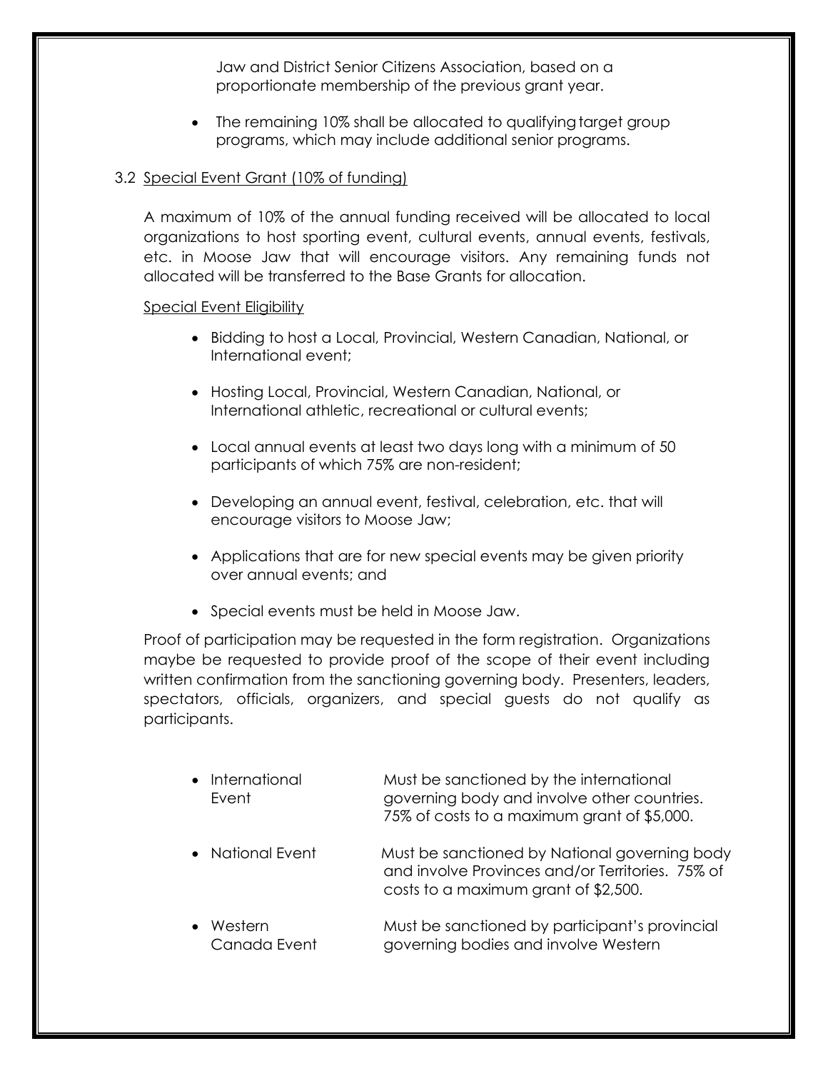Jaw and District Senior Citizens Association, based on a proportionate membership of the previous grant year.

- The remaining 10% shall be allocated to qualifying target group programs, which may include additional senior programs.

3.2 <u>Special Event Grant (10% of funding)</u>

A maximum of 10% of the annual funding received will be allocated to local organizations to host sporting event, cultural events, annual events, festivals, etc. in Moose Jaw that will encourage visitors. Any remaining funds not allocated will be transferred to the Base Grants for allocation.

<u>Special Event Eligibility</u>

- Bidding to host a Local, Provincial, Western Canadian, National, or International event;
- Hosting Local, Provincial, Western Canadian, National, or International athletic, recreational or cultural events;
- Local annual events at least two days long with a minimum of 50 participants of which 75% are non-resident;
- Developing an annual event, festival, celebration, etc. that will encourage visitors to Moose Jaw;
- Applications that are for new special events may be given priority over annual events; and
- Special events must be held in Moose Jaw.

Proof of participation may be requested in the form registration. Organizations maybe be requested to provide proof of the scope of their event including written confirmation from the sanctioning governing body. Presenters, leaders, spectators, officials, organizers, and special guests do not qualify as participants.

- International Event — Must be sanctioned by the international governing body and involve other countries. 75% of costs to a maximum grant of $5,000.
- National Event — Must be sanctioned by National governing body and involve Provinces and/or Territories. 75% of costs to a maximum grant of $2,500.
- Western Canada Event — Must be sanctioned by participant's provincial governing bodies and involve Western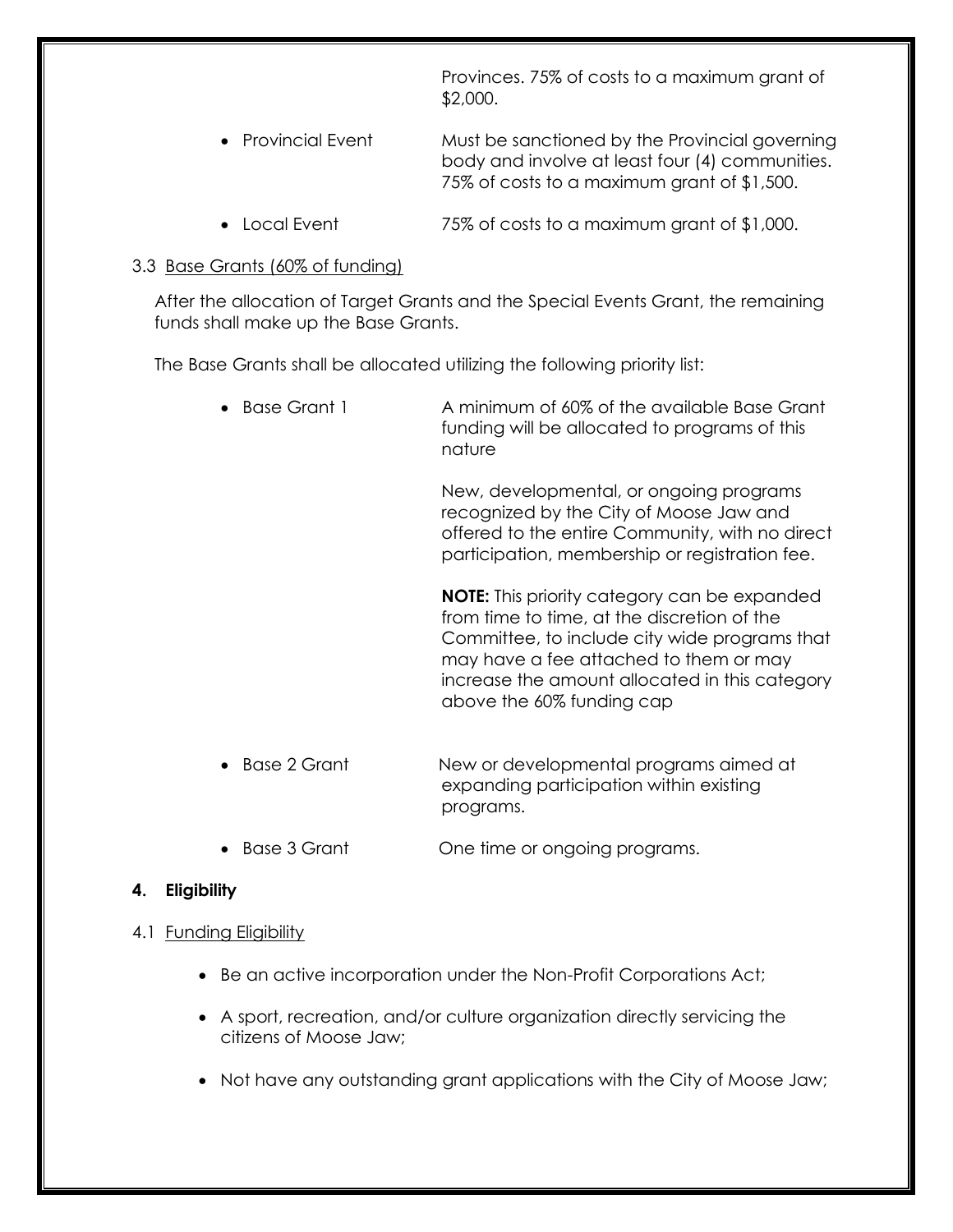- Provinces. 75% of costs to a maximum grant of $2,000.

- Provincial Event — Must be sanctioned by the Provincial governing body and involve at least four (4) communities. 75% of costs to a maximum grant of $1,500.

- Local Event — 75% of costs to a maximum grant of $1,000.

3.3 Base Grants (60% of funding)

After the allocation of Target Grants and the Special Events Grant, the remaining funds shall make up the Base Grants.

The Base Grants shall be allocated utilizing the following priority list:

- Base Grant 1 — A minimum of 60% of the available Base Grant funding will be allocated to programs of this nature

  New, developmental, or ongoing programs recognized by the City of Moose Jaw and offered to the entire Community, with no direct participation, membership or registration fee.

  **NOTE:** This priority category can be expanded from time to time, at the discretion of the Committee, to include city wide programs that may have a fee attached to them or may increase the amount allocated in this category above the 60% funding cap

- Base 2 Grant — New or developmental programs aimed at expanding participation within existing programs.

- Base 3 Grant — One time or ongoing programs.

## 4. Eligibility

4.1 Funding Eligibility

- Be an active incorporation under the Non-Profit Corporations Act;
- A sport, recreation, and/or culture organization directly servicing the citizens of Moose Jaw;
- Not have any outstanding grant applications with the City of Moose Jaw;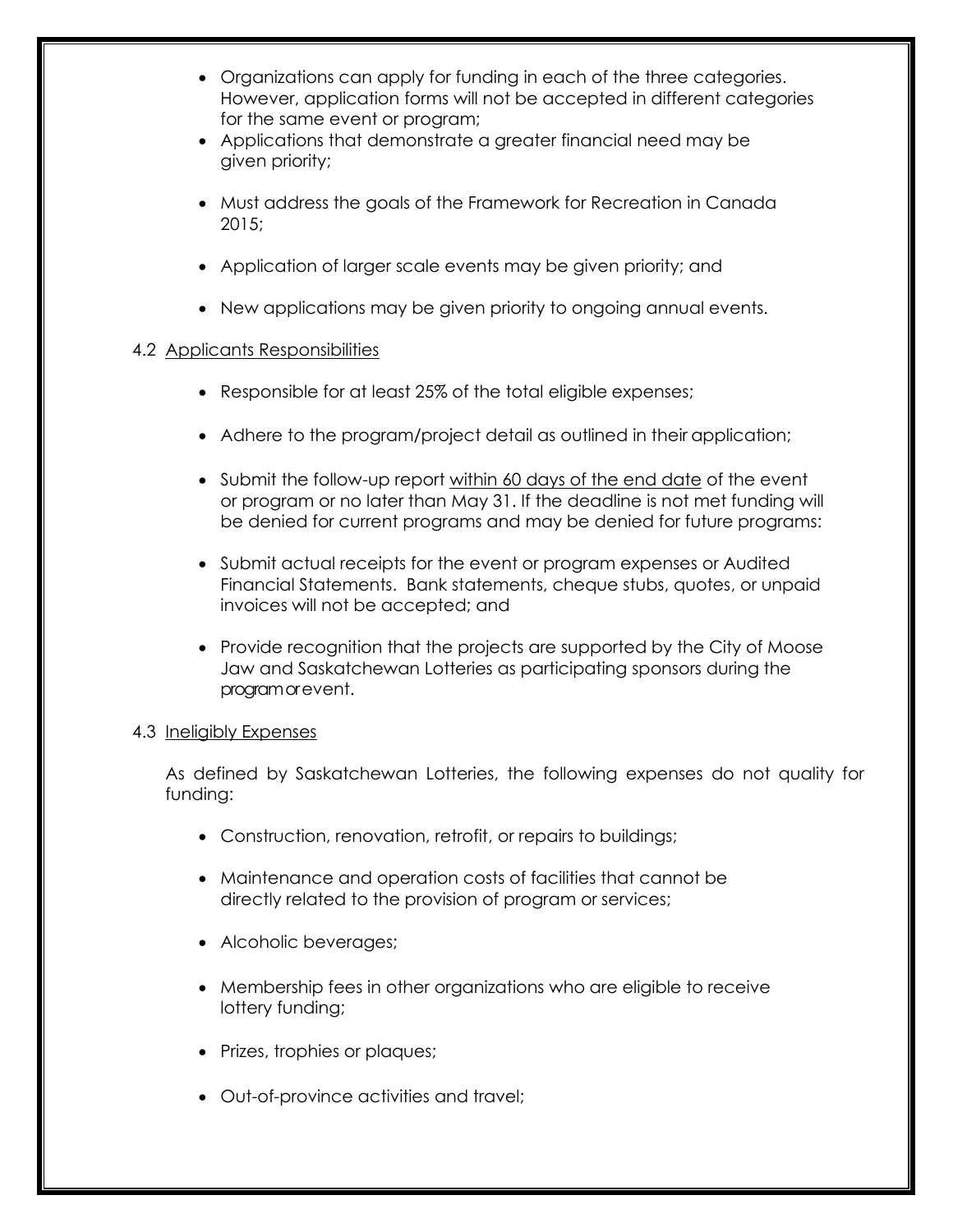- Organizations can apply for funding in each of the three categories. However, application forms will not be accepted in different categories for the same event or program;
- Applications that demonstrate a greater financial need may be given priority;
- Must address the goals of the Framework for Recreation in Canada 2015;
- Application of larger scale events may be given priority; and
- New applications may be given priority to ongoing annual events.

4.2 Applicants Responsibilities

- Responsible for at least 25% of the total eligible expenses;
- Adhere to the program/project detail as outlined in their application;
- Submit the follow-up report within 60 days of the end date of the event or program or no later than May 31. If the deadline is not met funding will be denied for current programs and may be denied for future programs:
- Submit actual receipts for the event or program expenses or Audited Financial Statements. Bank statements, cheque stubs, quotes, or unpaid invoices will not be accepted; and
- Provide recognition that the projects are supported by the City of Moose Jaw and Saskatchewan Lotteries as participating sponsors during the program or event.

4.3 Ineligibly Expenses

As defined by Saskatchewan Lotteries, the following expenses do not quality for funding:

- Construction, renovation, retrofit, or repairs to buildings;
- Maintenance and operation costs of facilities that cannot be directly related to the provision of program or services;
- Alcoholic beverages;
- Membership fees in other organizations who are eligible to receive lottery funding;
- Prizes, trophies or plaques;
- Out-of-province activities and travel;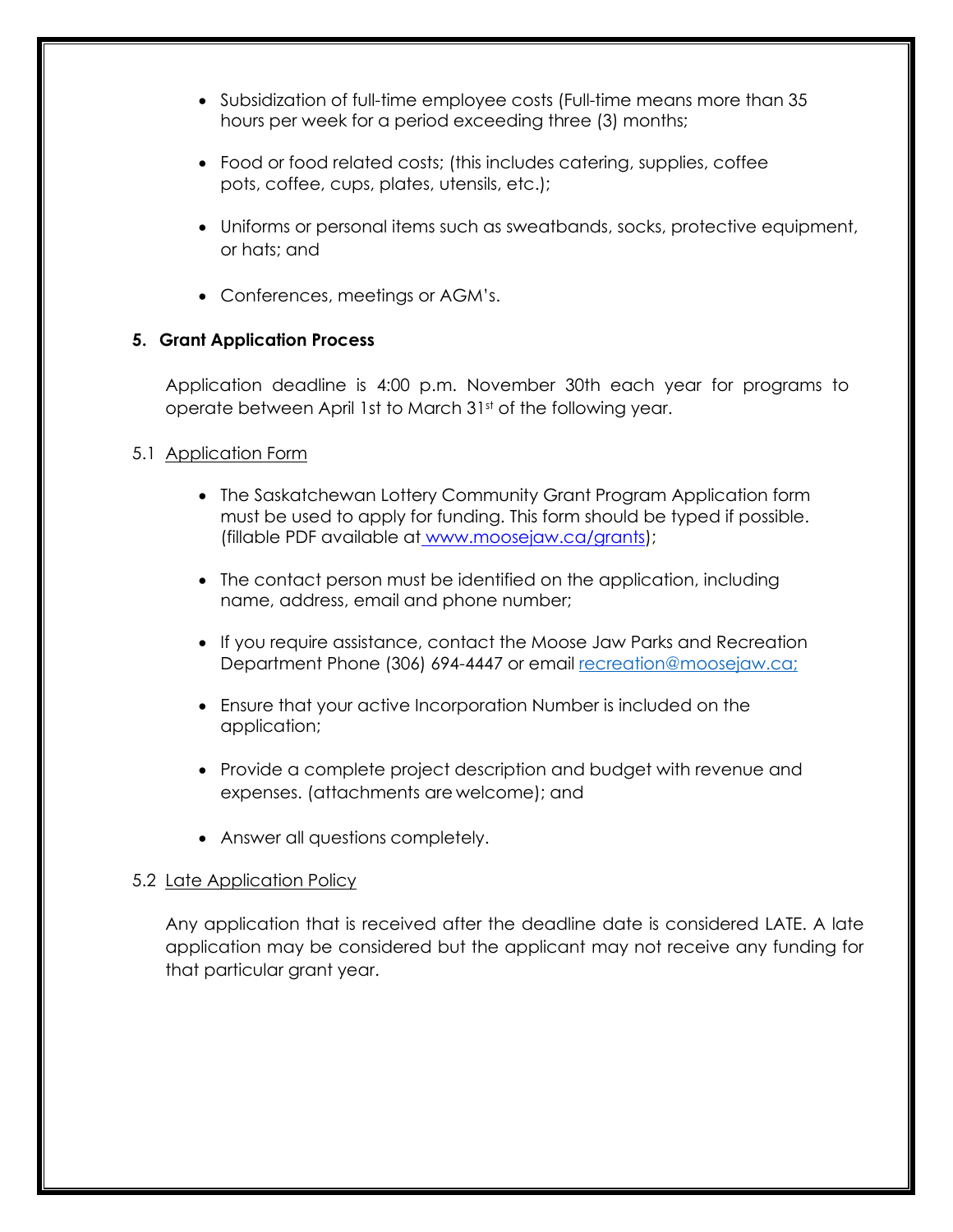- Subsidization of full-time employee costs (Full-time means more than 35 hours per week for a period exceeding three (3) months;

- Food or food related costs; (this includes catering, supplies, coffee pots, coffee, cups, plates, utensils, etc.);

- Uniforms or personal items such as sweatbands, socks, protective equipment, or hats; and

- Conferences, meetings or AGM's.

**5. Grant Application Process**

Application deadline is 4:00 p.m. November 30th each year for programs to operate between April 1st to March 31st of the following year.

5.1 Application Form

- The Saskatchewan Lottery Community Grant Program Application form must be used to apply for funding. This form should be typed if possible. (fillable PDF available at www.moosejaw.ca/grants);

- The contact person must be identified on the application, including name, address, email and phone number;

- If you require assistance, contact the Moose Jaw Parks and Recreation Department Phone (306) 694-4447 or email recreation@moosejaw.ca;

- Ensure that your active Incorporation Number is included on the application;

- Provide a complete project description and budget with revenue and expenses. (attachments are welcome); and

- Answer all questions completely.

5.2 Late Application Policy

Any application that is received after the deadline date is considered LATE. A late application may be considered but the applicant may not receive any funding for that particular grant year.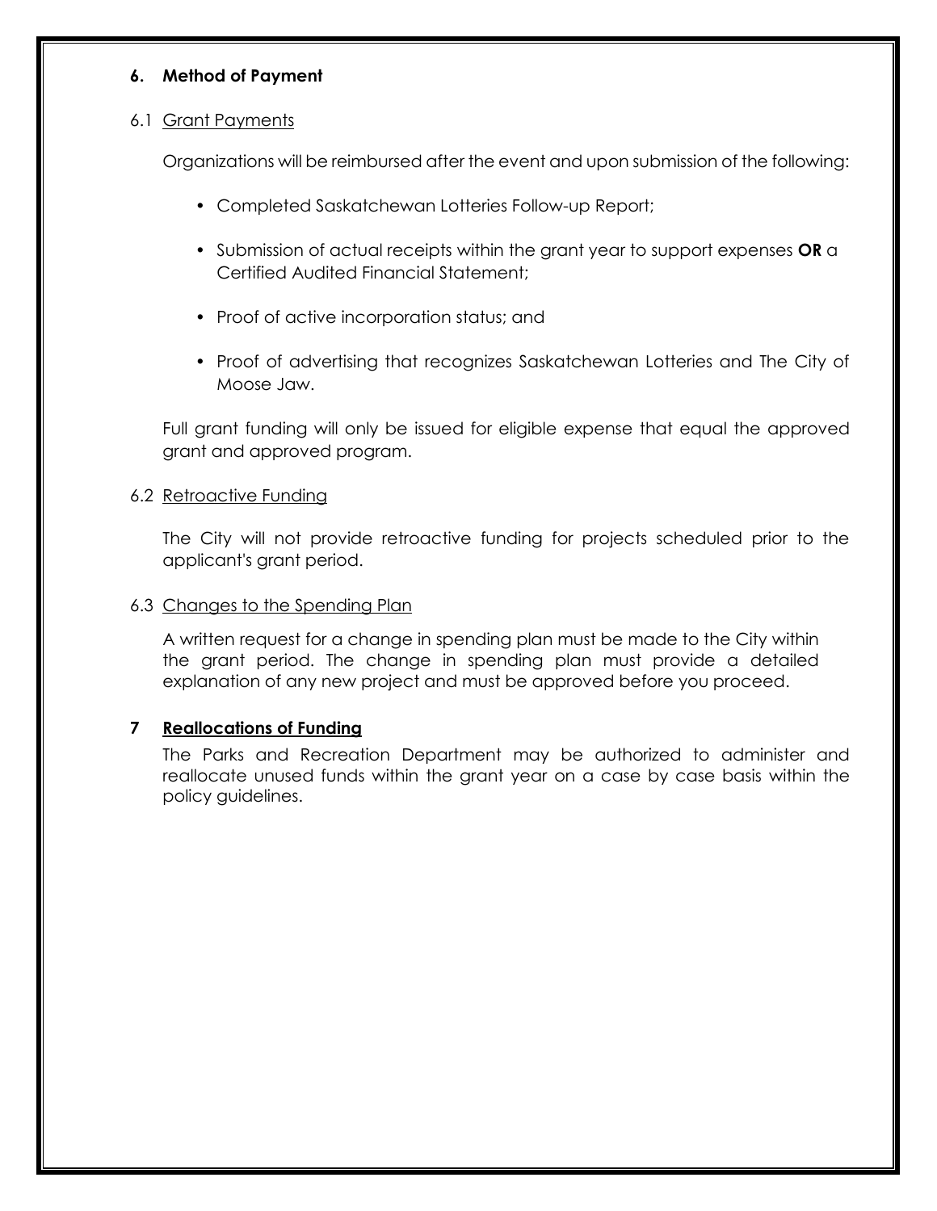## 6. Method of Payment

### 6.1 Grant Payments

Organizations will be reimbursed after the event and upon submission of the following:

- Completed Saskatchewan Lotteries Follow-up Report;
- Submission of actual receipts within the grant year to support expenses **OR** a Certified Audited Financial Statement;
- Proof of active incorporation status; and
- Proof of advertising that recognizes Saskatchewan Lotteries and The City of Moose Jaw.

Full grant funding will only be issued for eligible expense that equal the approved grant and approved program.

### 6.2 Retroactive Funding

The City will not provide retroactive funding for projects scheduled prior to the applicant's grant period.

### 6.3 Changes to the Spending Plan

A written request for a change in spending plan must be made to the City within the grant period. The change in spending plan must provide a detailed explanation of any new project and must be approved before you proceed.

## 7 Reallocations of Funding

The Parks and Recreation Department may be authorized to administer and reallocate unused funds within the grant year on a case by case basis within the policy guidelines.